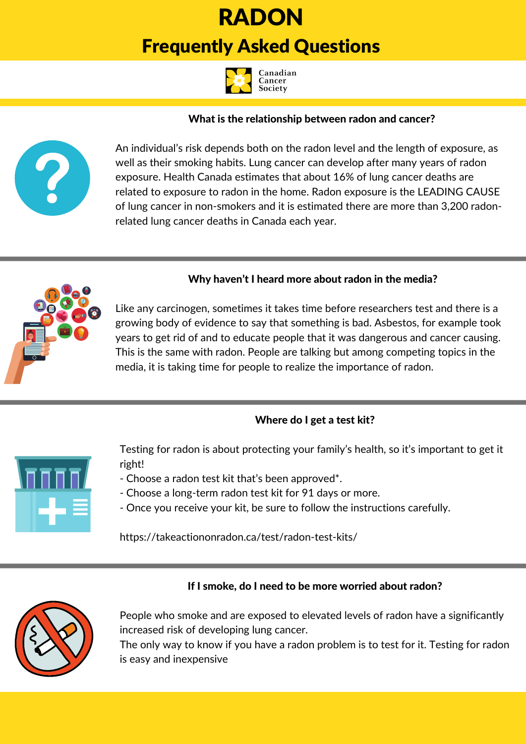# RADON

## Frequently Asked Questions

Canadian Cancer Society

### What is the relationship between radon and cancer?

An individual's risk depends both on the radon level and the length of exposure, as well as their smoking habits. Lung cancer can develop after many years of radon exposure. Health Canada estimates that about 16% of lung cancer deaths are related to exposure to radon in the home. Radon exposure is the LEADING CAUSE of lung cancer in non-smokers and it is estimated there are more than 3,200 radon-related lung cancer deaths in Canada each year.

### Why haven't I heard more about radon in the media?

Like any carcinogen, sometimes it takes time before researchers test and there is a growing body of evidence to say that something is bad. Asbestos, for example took years to get rid of and to educate people that it was dangerous and cancer causing. This is the same with radon. People are talking but among competing topics in the media, it is taking time for people to realize the importance of radon.

### Where do I get a test kit?

Testing for radon is about protecting your family's health, so it's important to get it right!

- Choose a radon test kit that's been approved*.
- Choose a long-term radon test kit for 91 days or more.
- Once you receive your kit, be sure to follow the instructions carefully.

https://takeactiononradon.ca/test/radon-test-kits/

### If I smoke, do I need to be more worried about radon?

People who smoke and are exposed to elevated levels of radon have a significantly increased risk of developing lung cancer.

The only way to know if you have a radon problem is to test for it. Testing for radon is easy and inexpensive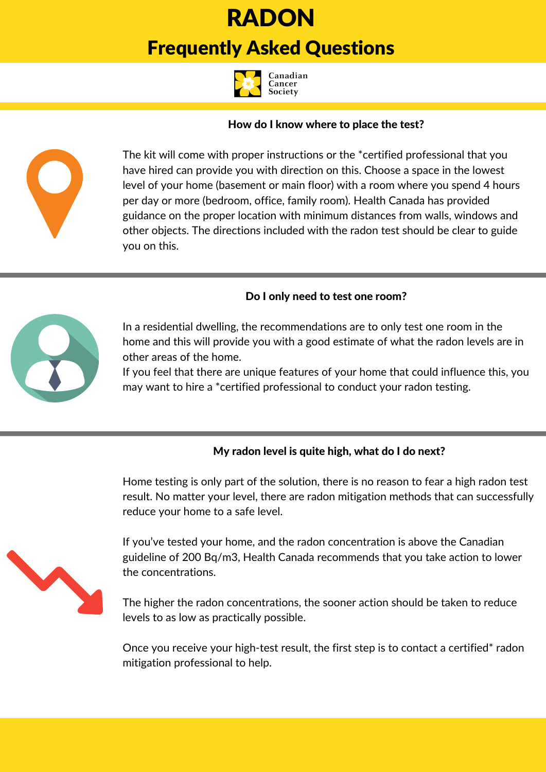# RADON

## Frequently Asked Questions

Canadian Cancer Society

### How do I know where to place the test?

The kit will come with proper instructions or the *certified professional that you have hired can provide you with direction on this. Choose a space in the lowest level of your home (basement or main floor) with a room where you spend 4 hours per day or more (bedroom, office, family room). Health Canada has provided guidance on the proper location with minimum distances from walls, windows and other objects. The directions included with the radon test should be clear to guide you on this.

### Do I only need to test one room?

In a residential dwelling, the recommendations are to only test one room in the home and this will provide you with a good estimate of what the radon levels are in other areas of the home.
If you feel that there are unique features of your home that could influence this, you may want to hire a *certified professional to conduct your radon testing.

### My radon level is quite high, what do I do next?

Home testing is only part of the solution, there is no reason to fear a high radon test result. No matter your level, there are radon mitigation methods that can successfully reduce your home to a safe level.

If you've tested your home, and the radon concentration is above the Canadian guideline of 200 Bq/m3, Health Canada recommends that you take action to lower the concentrations.

The higher the radon concentrations, the sooner action should be taken to reduce levels to as low as practically possible.

Once you receive your high-test result, the first step is to contact a certified* radon mitigation professional to help.